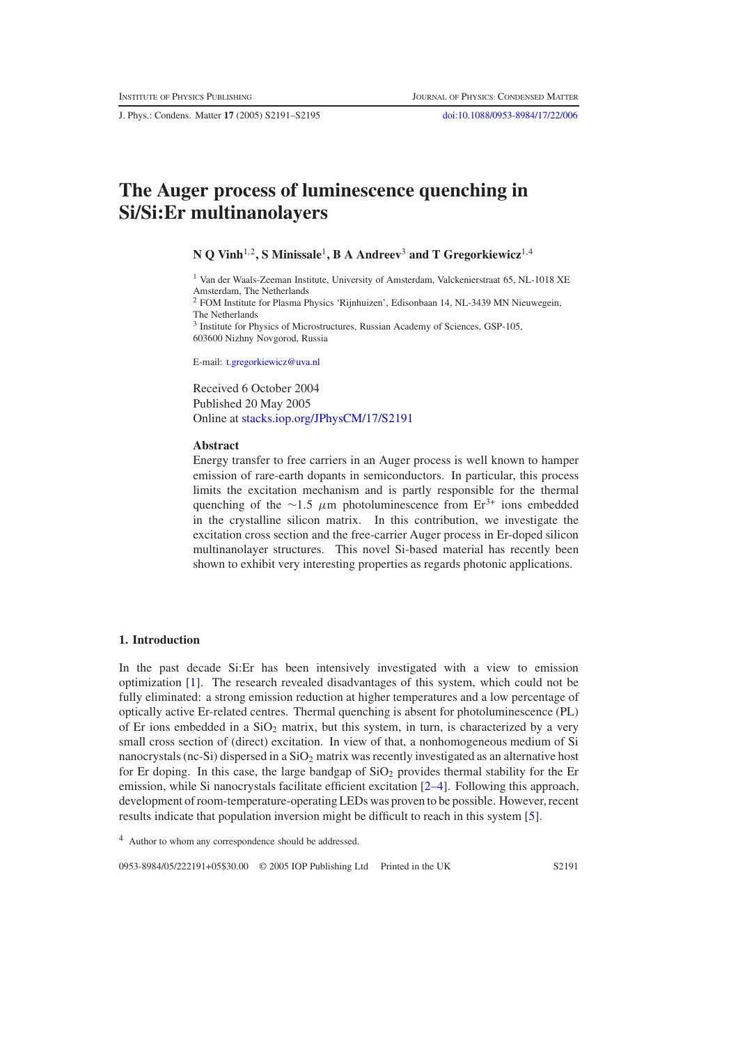# The Auger process of luminescence quenching in Si/Si:Er multinanolayers

**N Q Vinh[1,2], S Minissale[1], B A Andreev[3] and T Gregorkiewicz[1,4]**

[1] Van der Waals-Zeeman Institute, University of Amsterdam, Valckenierstraat 65, NL-1018 XE Amsterdam, The Netherlands

[2] FOM Institute for Plasma Physics 'Rijnhuizen', Edisonbaan 14, NL-3439 MN Nieuwegein, The Netherlands

[3] Institute for Physics of Microstructures, Russian Academy of Sciences, GSP-105, 603600 Nizhny Novgorod, Russia

E-mail: t.gregorkiewicz@uva.nl

Received 6 October 2004
Published 20 May 2005
Online at stacks.iop.org/JPhysCM/17/S2191

### Abstract

Energy transfer to free carriers in an Auger process is well known to hamper emission of rare-earth dopants in semiconductors. In particular, this process limits the excitation mechanism and is partly responsible for the thermal quenching of the $\sim$1.5 $\mu$m photoluminescence from $Er^{3+}$ ions embedded in the crystalline silicon matrix. In this contribution, we investigate the excitation cross section and the free-carrier Auger process in Er-doped silicon multinanolayer structures. This novel Si-based material has recently been shown to exhibit very interesting properties as regards photonic applications.

## 1. Introduction

In the past decade Si:Er has been intensively investigated with a view to emission optimization [1]. The research revealed disadvantages of this system, which could not be fully eliminated: a strong emission reduction at higher temperatures and a low percentage of optically active Er-related centres. Thermal quenching is absent for photoluminescence (PL) of Er ions embedded in a $SiO_2$ matrix, but this system, in turn, is characterized by a very small cross section of (direct) excitation. In view of that, a nonhomogeneous medium of Si nanocrystals (nc-Si) dispersed in a $SiO_2$ matrix was recently investigated as an alternative host for Er doping. In this case, the large bandgap of $SiO_2$ provides thermal stability for the Er emission, while Si nanocrystals facilitate efficient excitation [2–4]. Following this approach, development of room-temperature-operating LEDs was proven to be possible. However, recent results indicate that population inversion might be difficult to reach in this system [5].

[4] Author to whom any correspondence should be addressed.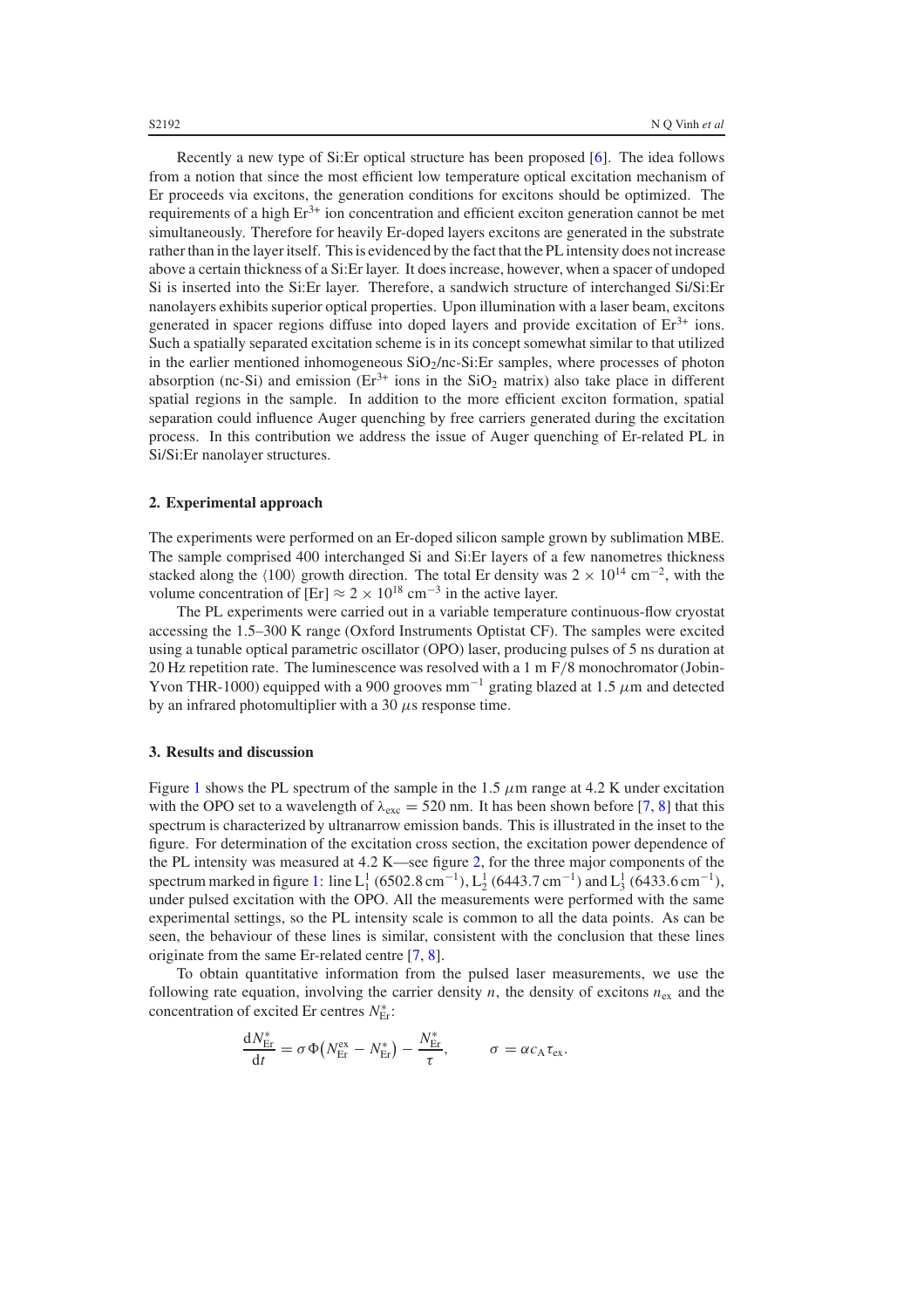Recently a new type of Si:Er optical structure has been proposed [6]. The idea follows from a notion that since the most efficient low temperature optical excitation mechanism of Er proceeds via excitons, the generation conditions for excitons should be optimized. The requirements of a high $Er^{3+}$ ion concentration and efficient exciton generation cannot be met simultaneously. Therefore for heavily Er-doped layers excitons are generated in the substrate rather than in the layer itself. This is evidenced by the fact that the PL intensity does not increase above a certain thickness of a Si:Er layer. It does increase, however, when a spacer of undoped Si is inserted into the Si:Er layer. Therefore, a sandwich structure of interchanged Si/Si:Er nanolayers exhibits superior optical properties. Upon illumination with a laser beam, excitons generated in spacer regions diffuse into doped layers and provide excitation of $Er^{3+}$ ions. Such a spatially separated excitation scheme is in its concept somewhat similar to that utilized in the earlier mentioned inhomogeneous $SiO_2$/nc-Si:Er samples, where processes of photon absorption (nc-Si) and emission ($Er^{3+}$ ions in the $SiO_2$ matrix) also take place in different spatial regions in the sample. In addition to the more efficient exciton formation, spatial separation could influence Auger quenching by free carriers generated during the excitation process. In this contribution we address the issue of Auger quenching of Er-related PL in Si/Si:Er nanolayer structures.

## 2. Experimental approach

The experiments were performed on an Er-doped silicon sample grown by sublimation MBE. The sample comprised 400 interchanged Si and Si:Er layers of a few nanometres thickness stacked along the ⟨100⟩ growth direction. The total Er density was $2 \times 10^{14}$ cm$^{-2}$, with the volume concentration of [Er] $\approx 2 \times 10^{18}$ cm$^{-3}$ in the active layer.

The PL experiments were carried out in a variable temperature continuous-flow cryostat accessing the 1.5–300 K range (Oxford Instruments Optistat CF). The samples were excited using a tunable optical parametric oscillator (OPO) laser, producing pulses of 5 ns duration at 20 Hz repetition rate. The luminescence was resolved with a 1 m F/8 monochromator (Jobin-Yvon THR-1000) equipped with a 900 grooves mm$^{-1}$ grating blazed at 1.5 $\mu$m and detected by an infrared photomultiplier with a 30 $\mu$s response time.

## 3. Results and discussion

Figure 1 shows the PL spectrum of the sample in the 1.5 $\mu$m range at 4.2 K under excitation with the OPO set to a wavelength of $\lambda_{exc} = 520$ nm. It has been shown before [7, 8] that this spectrum is characterized by ultranarrow emission bands. This is illustrated in the inset to the figure. For determination of the excitation cross section, the excitation power dependence of the PL intensity was measured at 4.2 K—see figure 2, for the three major components of the spectrum marked in figure 1: line $L_1^1$ (6502.8 cm$^{-1}$), $L_2^1$ (6443.7 cm$^{-1}$) and $L_3^1$ (6433.6 cm$^{-1}$), under pulsed excitation with the OPO. All the measurements were performed with the same experimental settings, so the PL intensity scale is common to all the data points. As can be seen, the behaviour of these lines is similar, consistent with the conclusion that these lines originate from the same Er-related centre [7, 8].

To obtain quantitative information from the pulsed laser measurements, we use the following rate equation, involving the carrier density $n$, the density of excitons $n_{ex}$ and the concentration of excited Er centres $N_{Er}^*$:

$$\frac{dN_{Er}^*}{dt} = \sigma\Phi\left(N_{Er}^{ex} - N_{Er}^*\right) - \frac{N_{Er}^*}{\tau}, \qquad \sigma = \alpha c_A \tau_{ex}.$$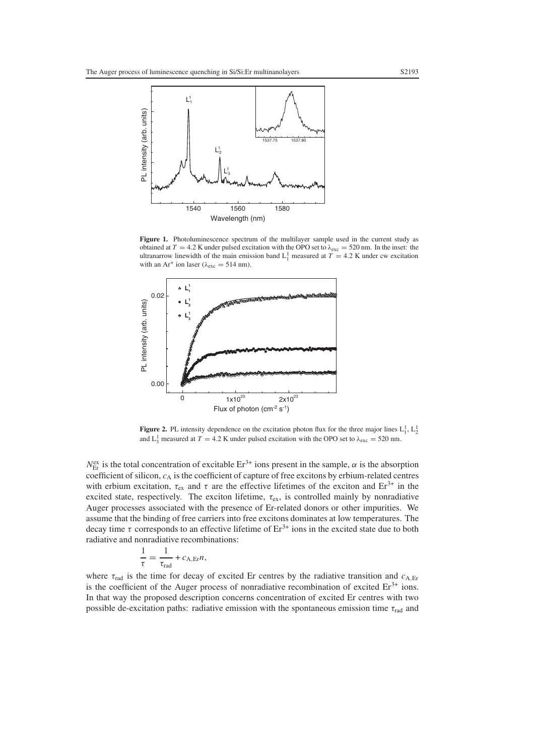**Figure 1.** Photoluminescence spectrum of the multilayer sample used in the current study as obtained at $T = 4.2$ K under pulsed excitation with the OPO set to $\lambda_{exc} = 520$ nm. In the inset: the ultranarrow linewidth of the main emission band $L_1^1$ measured at $T = 4.2$ K under cw excitation with an $Ar^+$ ion laser ($\lambda_{exc} = 514$ nm).

**Figure 2.** PL intensity dependence on the excitation photon flux for the three major lines $L_1^1$, $L_2^1$ and $L_3^1$ measured at $T = 4.2$ K under pulsed excitation with the OPO set to $\lambda_{exc} = 520$ nm.

$N_{Er}^{ex}$ is the total concentration of excitable $Er^{3+}$ ions present in the sample, $\alpha$ is the absorption coefficient of silicon, $c_A$ is the coefficient of capture of free excitons by erbium-related centres with erbium excitation, $\tau_{ex}$ and $\tau$ are the effective lifetimes of the exciton and $Er^{3+}$ in the excited state, respectively. The exciton lifetime, $\tau_{ex}$, is controlled mainly by nonradiative Auger processes associated with the presence of Er-related donors or other impurities. We assume that the binding of free carriers into free excitons dominates at low temperatures. The decay time $\tau$ corresponds to an effective lifetime of $Er^{3+}$ ions in the excited state due to both radiative and nonradiative recombinations:

$$\frac{1}{\tau} = \frac{1}{\tau_{rad}} + c_{A,Er} n,$$

where $\tau_{rad}$ is the time for decay of excited Er centres by the radiative transition and $c_{A,Er}$ is the coefficient of the Auger process of nonradiative recombination of excited $Er^{3+}$ ions. In that way the proposed description concerns concentration of excited Er centres with two possible de-excitation paths: radiative emission with the spontaneous emission time $\tau_{rad}$ and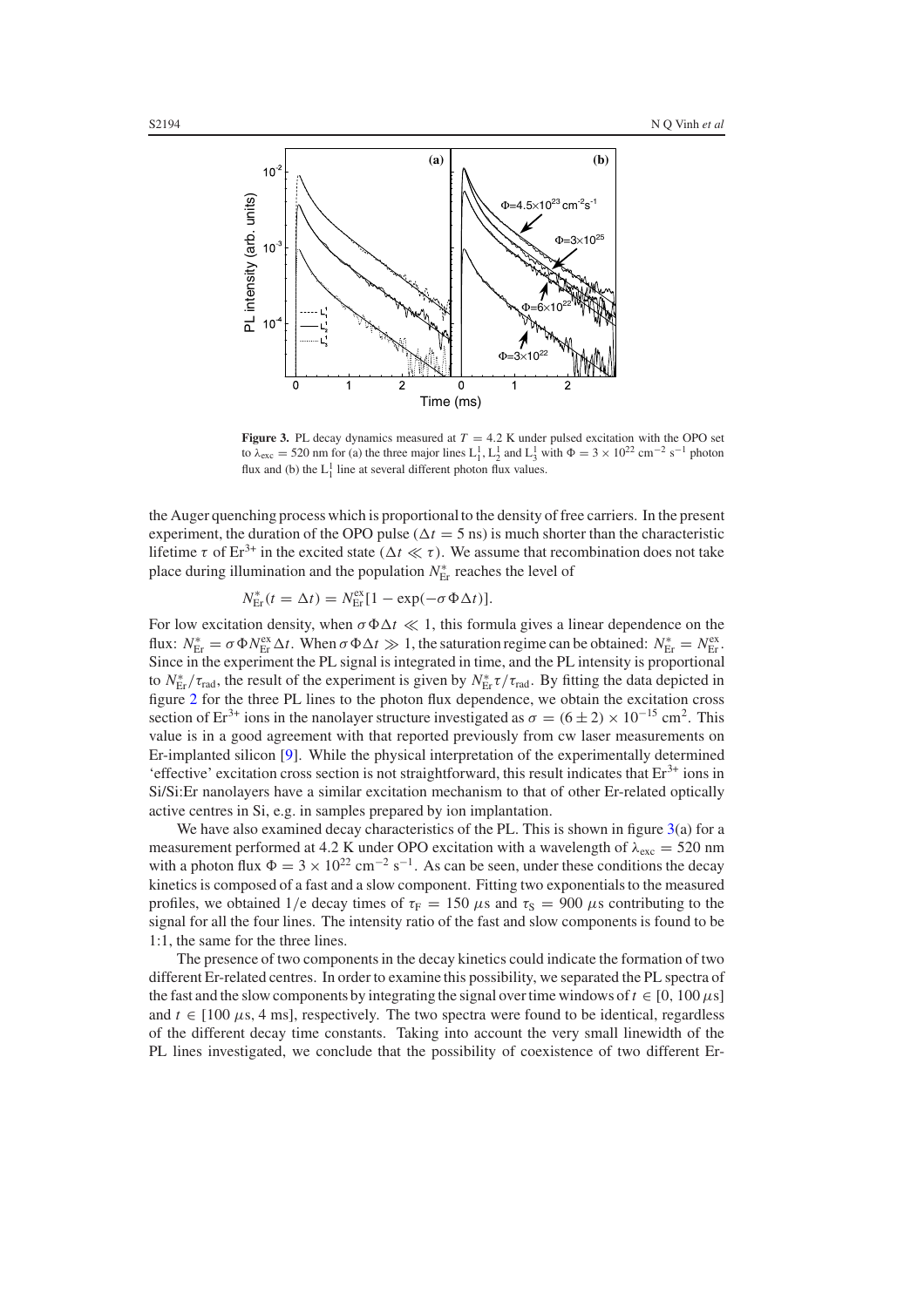**Figure 3.** PL decay dynamics measured at $T = 4.2$ K under pulsed excitation with the OPO set to $\lambda_{exc} = 520$ nm for (a) the three major lines $L_1^1$, $L_2^1$ and $L_3^1$ with $\Phi = 3 \times 10^{22}$ cm$^{-2}$ s$^{-1}$ photon flux and (b) the $L_1^1$ line at several different photon flux values.

the Auger quenching process which is proportional to the density of free carriers. In the present experiment, the duration of the OPO pulse ($\Delta t = 5$ ns) is much shorter than the characteristic lifetime $\tau$ of $Er^{3+}$ in the excited state ($\Delta t \ll \tau$). We assume that recombination does not take place during illumination and the population $N_{Er}^*$ reaches the level of

$$N_{Er}^*(t = \Delta t) = N_{Er}^{ex}[1 - \exp(-\sigma\Phi\Delta t)].$$

For low excitation density, when $\sigma\Phi\Delta t \ll 1$, this formula gives a linear dependence on the flux: $N_{Er}^* = \sigma\Phi N_{Er}^{ex}\Delta t$. When $\sigma\Phi\Delta t \gg 1$, the saturation regime can be obtained: $N_{Er}^* = N_{Er}^{ex}$. Since in the experiment the PL signal is integrated in time, and the PL intensity is proportional to $N_{Er}^*/\tau_{rad}$, the result of the experiment is given by $N_{Er}^*\tau/\tau_{rad}$. By fitting the data depicted in figure 2 for the three PL lines to the photon flux dependence, we obtain the excitation cross section of $Er^{3+}$ ions in the nanolayer structure investigated as $\sigma = (6 \pm 2) \times 10^{-15}$ cm$^2$. This value is in a good agreement with that reported previously from cw laser measurements on Er-implanted silicon [9]. While the physical interpretation of the experimentally determined 'effective' excitation cross section is not straightforward, this result indicates that $Er^{3+}$ ions in Si/Si:Er nanolayers have a similar excitation mechanism to that of other Er-related optically active centres in Si, e.g. in samples prepared by ion implantation.

We have also examined decay characteristics of the PL. This is shown in figure 3(a) for a measurement performed at 4.2 K under OPO excitation with a wavelength of $\lambda_{exc} = 520$ nm with a photon flux $\Phi = 3 \times 10^{22}$ cm$^{-2}$ s$^{-1}$. As can be seen, under these conditions the decay kinetics is composed of a fast and a slow component. Fitting two exponentials to the measured profiles, we obtained 1/e decay times of $\tau_F = 150$ $\mu$s and $\tau_S = 900$ $\mu$s contributing to the signal for all the four lines. The intensity ratio of the fast and slow components is found to be 1:1, the same for the three lines.

The presence of two components in the decay kinetics could indicate the formation of two different Er-related centres. In order to examine this possibility, we separated the PL spectra of the fast and the slow components by integrating the signal over time windows of $t \in [0, 100\ \mu s]$ and $t \in [100\ \mu s, 4\ ms]$, respectively. The two spectra were found to be identical, regardless of the different decay time constants. Taking into account the very small linewidth of the PL lines investigated, we conclude that the possibility of coexistence of two different Er-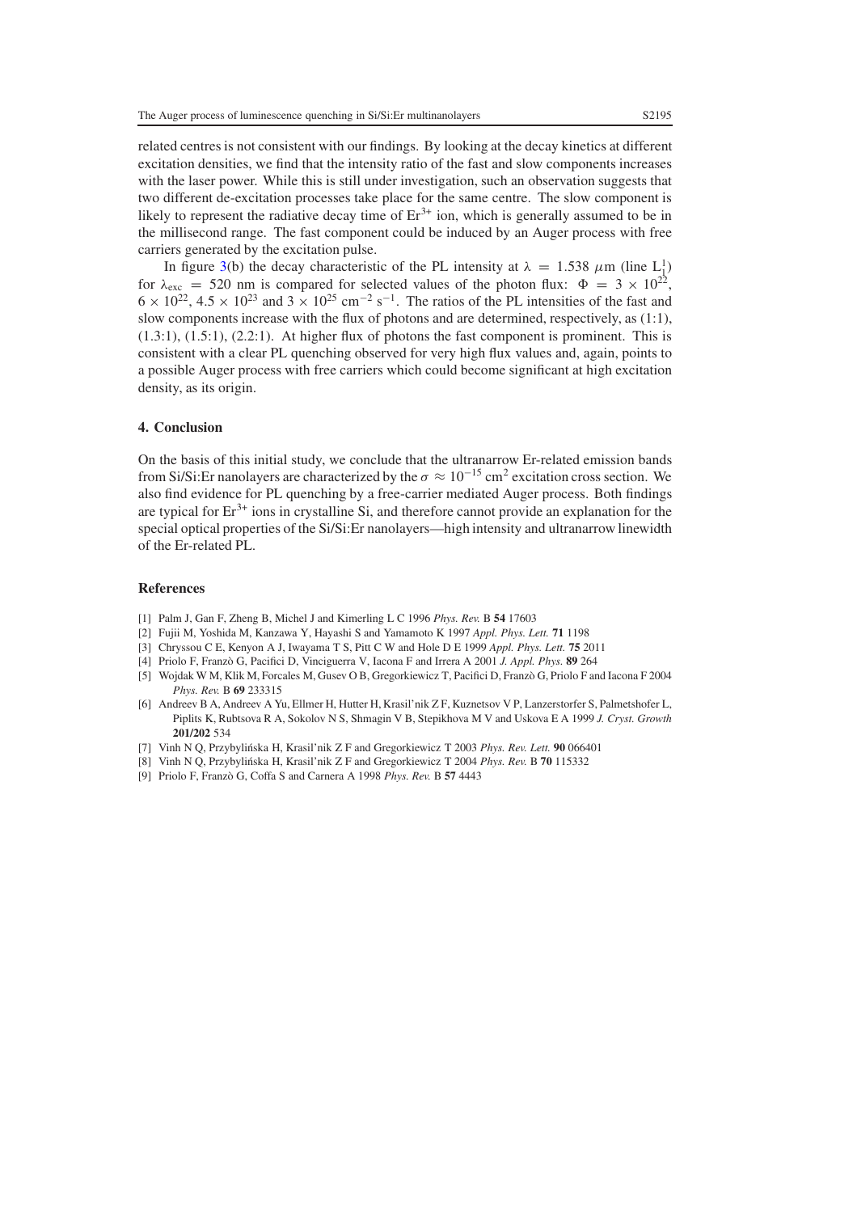related centres is not consistent with our findings. By looking at the decay kinetics at different excitation densities, we find that the intensity ratio of the fast and slow components increases with the laser power. While this is still under investigation, such an observation suggests that two different de-excitation processes take place for the same centre. The slow component is likely to represent the radiative decay time of $Er^{3+}$ ion, which is generally assumed to be in the millisecond range. The fast component could be induced by an Auger process with free carriers generated by the excitation pulse.

In figure 3(b) the decay characteristic of the PL intensity at $\lambda = 1.538\ \mu$m (line $L_1^1$) for $\lambda_{exc} = 520$ nm is compared for selected values of the photon flux: $\Phi = 3 \times 10^{22}$, $6 \times 10^{22}$, $4.5 \times 10^{23}$ and $3 \times 10^{25}$ cm$^{-2}$ s$^{-1}$. The ratios of the PL intensities of the fast and slow components increase with the flux of photons and are determined, respectively, as (1:1), (1.3:1), (1.5:1), (2.2:1). At higher flux of photons the fast component is prominent. This is consistent with a clear PL quenching observed for very high flux values and, again, points to a possible Auger process with free carriers which could become significant at high excitation density, as its origin.

## 4. Conclusion

On the basis of this initial study, we conclude that the ultranarrow Er-related emission bands from Si/Si:Er nanolayers are characterized by the $\sigma \approx 10^{-15}$ cm$^2$ excitation cross section. We also find evidence for PL quenching by a free-carrier mediated Auger process. Both findings are typical for $Er^{3+}$ ions in crystalline Si, and therefore cannot provide an explanation for the special optical properties of the Si/Si:Er nanolayers—high intensity and ultranarrow linewidth of the Er-related PL.

## References

[1] Palm J, Gan F, Zheng B, Michel J and Kimerling L C 1996 *Phys. Rev.* B **54** 17603

[2] Fujii M, Yoshida M, Kanzawa Y, Hayashi S and Yamamoto K 1997 *Appl. Phys. Lett.* **71** 1198

[3] Chryssou C E, Kenyon A J, Iwayama T S, Pitt C W and Hole D E 1999 *Appl. Phys. Lett.* **75** 2011

[4] Priolo F, Franzò G, Pacifici D, Vinciguerra V, Iacona F and Irrera A 2001 *J. Appl. Phys.* **89** 264

[5] Wojdak W M, Klik M, Forcales M, Gusev O B, Gregorkiewicz T, Pacifici D, Franzò G, Priolo F and Iacona F 2004 *Phys. Rev.* B **69** 233315

[6] Andreev B A, Andreev A Yu, Ellmer H, Hutter H, Krasil'nik Z F, Kuznetsov V P, Lanzerstorfer S, Palmetshofer L, Piplits K, Rubtsova R A, Sokolov N S, Shmagin V B, Stepikhova M V and Uskova E A 1999 *J. Cryst. Growth* **201/202** 534

[7] Vinh N Q, Przybylińska H, Krasil'nik Z F and Gregorkiewicz T 2003 *Phys. Rev. Lett.* **90** 066401

[8] Vinh N Q, Przybylińska H, Krasil'nik Z F and Gregorkiewicz T 2004 *Phys. Rev.* B **70** 115332

[9] Priolo F, Franzò G, Coffa S and Carnera A 1998 *Phys. Rev.* B **57** 4443